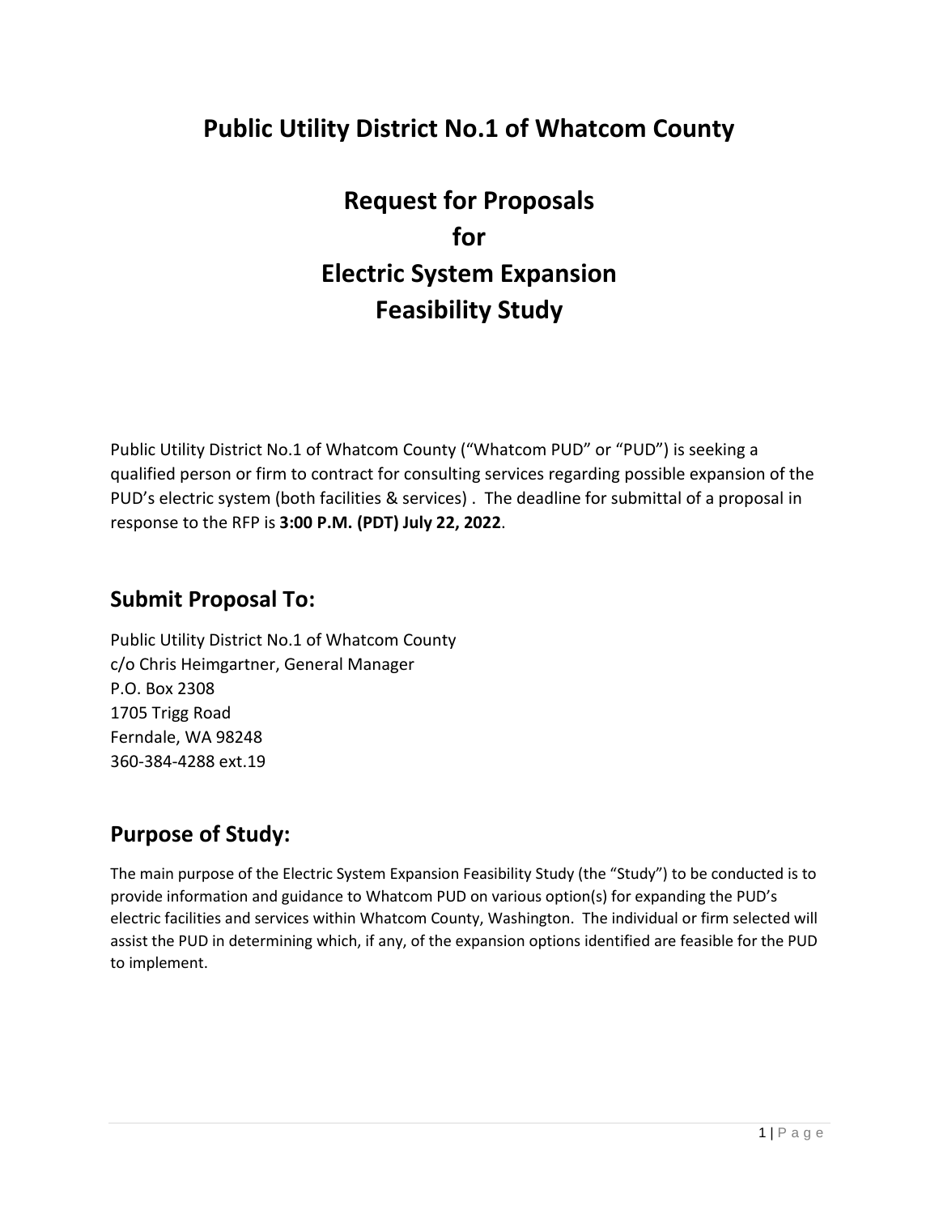# Public Utility District No.1 of Whatcom County

# Request for Proposals for Electric System Expansion Feasibility Study

Public Utility District No.1 of Whatcom County ("Whatcom PUD" or "PUD") is seeking a qualified person or firm to contract for consulting services regarding possible expansion of the PUD's electric system (both facilities & services) . The deadline for submittal of a proposal in response to the RFP is **3:00 P.M. (PDT) July 22, 2022**.

## Submit Proposal To:

Public Utility District No.1 of Whatcom County
c/o Chris Heimgartner, General Manager
P.O. Box 2308
1705 Trigg Road
Ferndale, WA 98248
360-384-4288 ext.19

## Purpose of Study:

The main purpose of the Electric System Expansion Feasibility Study (the "Study") to be conducted is to provide information and guidance to Whatcom PUD on various option(s) for expanding the PUD's electric facilities and services within Whatcom County, Washington. The individual or firm selected will assist the PUD in determining which, if any, of the expansion options identified are feasible for the PUD to implement.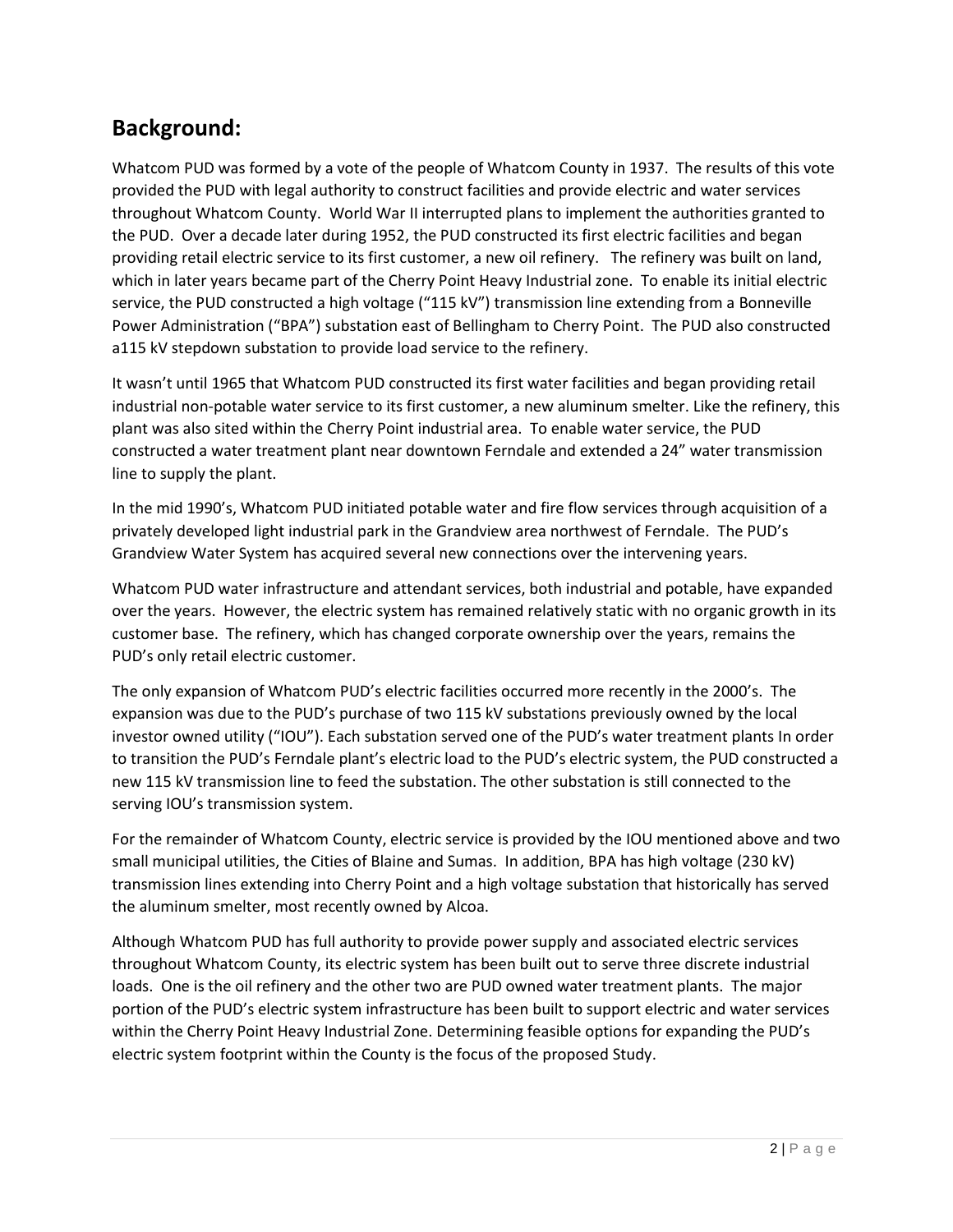## Background:

Whatcom PUD was formed by a vote of the people of Whatcom County in 1937. The results of this vote provided the PUD with legal authority to construct facilities and provide electric and water services throughout Whatcom County. World War II interrupted plans to implement the authorities granted to the PUD. Over a decade later during 1952, the PUD constructed its first electric facilities and began providing retail electric service to its first customer, a new oil refinery. The refinery was built on land, which in later years became part of the Cherry Point Heavy Industrial zone. To enable its initial electric service, the PUD constructed a high voltage ("115 kV") transmission line extending from a Bonneville Power Administration ("BPA") substation east of Bellingham to Cherry Point. The PUD also constructed a115 kV stepdown substation to provide load service to the refinery.

It wasn't until 1965 that Whatcom PUD constructed its first water facilities and began providing retail industrial non-potable water service to its first customer, a new aluminum smelter. Like the refinery, this plant was also sited within the Cherry Point industrial area. To enable water service, the PUD constructed a water treatment plant near downtown Ferndale and extended a 24" water transmission line to supply the plant.

In the mid 1990's, Whatcom PUD initiated potable water and fire flow services through acquisition of a privately developed light industrial park in the Grandview area northwest of Ferndale. The PUD's Grandview Water System has acquired several new connections over the intervening years.

Whatcom PUD water infrastructure and attendant services, both industrial and potable, have expanded over the years. However, the electric system has remained relatively static with no organic growth in its customer base. The refinery, which has changed corporate ownership over the years, remains the PUD's only retail electric customer.

The only expansion of Whatcom PUD's electric facilities occurred more recently in the 2000's. The expansion was due to the PUD's purchase of two 115 kV substations previously owned by the local investor owned utility ("IOU"). Each substation served one of the PUD's water treatment plants In order to transition the PUD's Ferndale plant's electric load to the PUD's electric system, the PUD constructed a new 115 kV transmission line to feed the substation. The other substation is still connected to the serving IOU's transmission system.

For the remainder of Whatcom County, electric service is provided by the IOU mentioned above and two small municipal utilities, the Cities of Blaine and Sumas. In addition, BPA has high voltage (230 kV) transmission lines extending into Cherry Point and a high voltage substation that historically has served the aluminum smelter, most recently owned by Alcoa.

Although Whatcom PUD has full authority to provide power supply and associated electric services throughout Whatcom County, its electric system has been built out to serve three discrete industrial loads. One is the oil refinery and the other two are PUD owned water treatment plants. The major portion of the PUD's electric system infrastructure has been built to support electric and water services within the Cherry Point Heavy Industrial Zone. Determining feasible options for expanding the PUD's electric system footprint within the County is the focus of the proposed Study.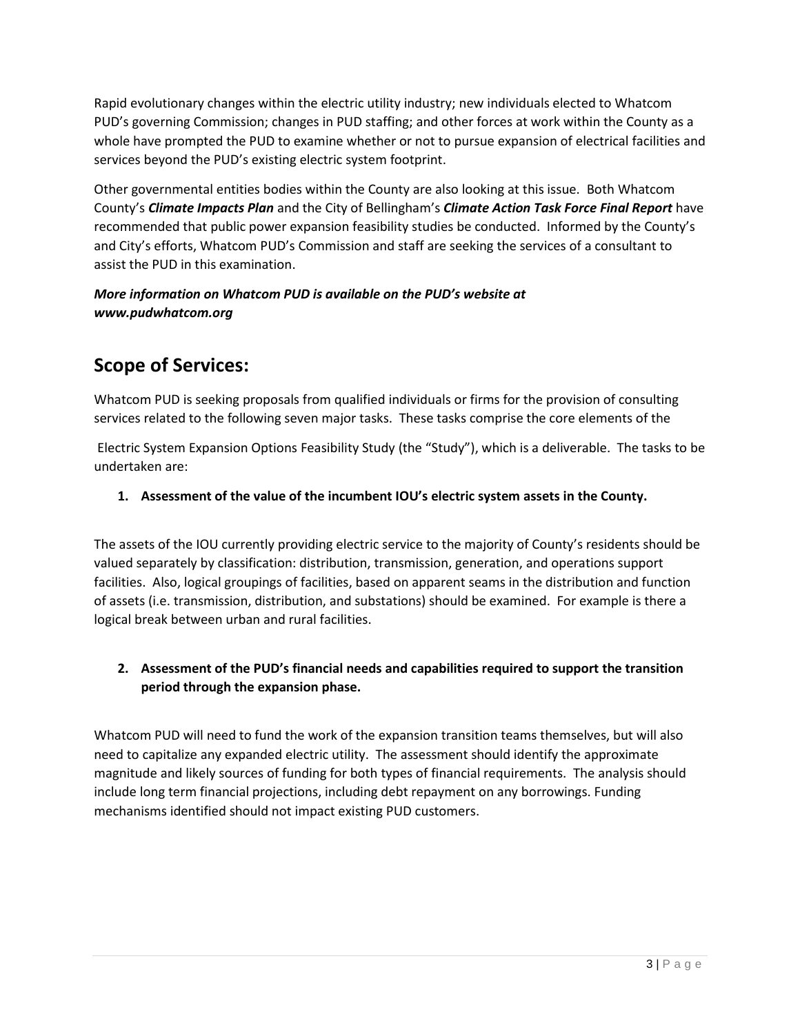Rapid evolutionary changes within the electric utility industry; new individuals elected to Whatcom PUD's governing Commission; changes in PUD staffing; and other forces at work within the County as a whole have prompted the PUD to examine whether or not to pursue expansion of electrical facilities and services beyond the PUD's existing electric system footprint.

Other governmental entities bodies within the County are also looking at this issue. Both Whatcom County's ***Climate Impacts Plan*** and the City of Bellingham's ***Climate Action Task Force Final Report*** have recommended that public power expansion feasibility studies be conducted. Informed by the County's and City's efforts, Whatcom PUD's Commission and staff are seeking the services of a consultant to assist the PUD in this examination.

***More information on Whatcom PUD is available on the PUD's website at www.pudwhatcom.org***

## Scope of Services:

Whatcom PUD is seeking proposals from qualified individuals or firms for the provision of consulting services related to the following seven major tasks. These tasks comprise the core elements of the Electric System Expansion Options Feasibility Study (the "Study"), which is a deliverable. The tasks to be undertaken are:

1. **Assessment of the value of the incumbent IOU's electric system assets in the County.**

The assets of the IOU currently providing electric service to the majority of County's residents should be valued separately by classification: distribution, transmission, generation, and operations support facilities. Also, logical groupings of facilities, based on apparent seams in the distribution and function of assets (i.e. transmission, distribution, and substations) should be examined. For example is there a logical break between urban and rural facilities.

2. **Assessment of the PUD's financial needs and capabilities required to support the transition period through the expansion phase.**

Whatcom PUD will need to fund the work of the expansion transition teams themselves, but will also need to capitalize any expanded electric utility. The assessment should identify the approximate magnitude and likely sources of funding for both types of financial requirements. The analysis should include long term financial projections, including debt repayment on any borrowings. Funding mechanisms identified should not impact existing PUD customers.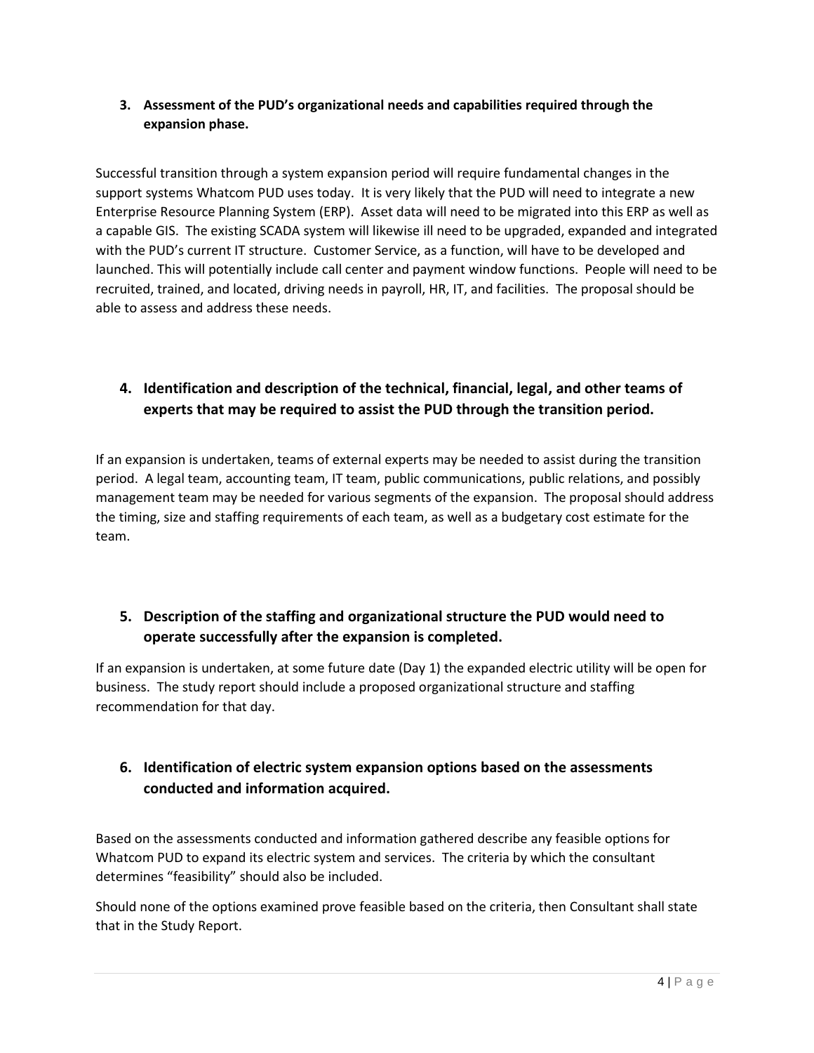### 3. Assessment of the PUD's organizational needs and capabilities required through the expansion phase.

Successful transition through a system expansion period will require fundamental changes in the support systems Whatcom PUD uses today. It is very likely that the PUD will need to integrate a new Enterprise Resource Planning System (ERP). Asset data will need to be migrated into this ERP as well as a capable GIS. The existing SCADA system will likewise ill need to be upgraded, expanded and integrated with the PUD's current IT structure. Customer Service, as a function, will have to be developed and launched. This will potentially include call center and payment window functions. People will need to be recruited, trained, and located, driving needs in payroll, HR, IT, and facilities. The proposal should be able to assess and address these needs.

### 4. Identification and description of the technical, financial, legal, and other teams of experts that may be required to assist the PUD through the transition period.

If an expansion is undertaken, teams of external experts may be needed to assist during the transition period. A legal team, accounting team, IT team, public communications, public relations, and possibly management team may be needed for various segments of the expansion. The proposal should address the timing, size and staffing requirements of each team, as well as a budgetary cost estimate for the team.

### 5. Description of the staffing and organizational structure the PUD would need to operate successfully after the expansion is completed.

If an expansion is undertaken, at some future date (Day 1) the expanded electric utility will be open for business. The study report should include a proposed organizational structure and staffing recommendation for that day.

### 6. Identification of electric system expansion options based on the assessments conducted and information acquired.

Based on the assessments conducted and information gathered describe any feasible options for Whatcom PUD to expand its electric system and services. The criteria by which the consultant determines "feasibility" should also be included.

Should none of the options examined prove feasible based on the criteria, then Consultant shall state that in the Study Report.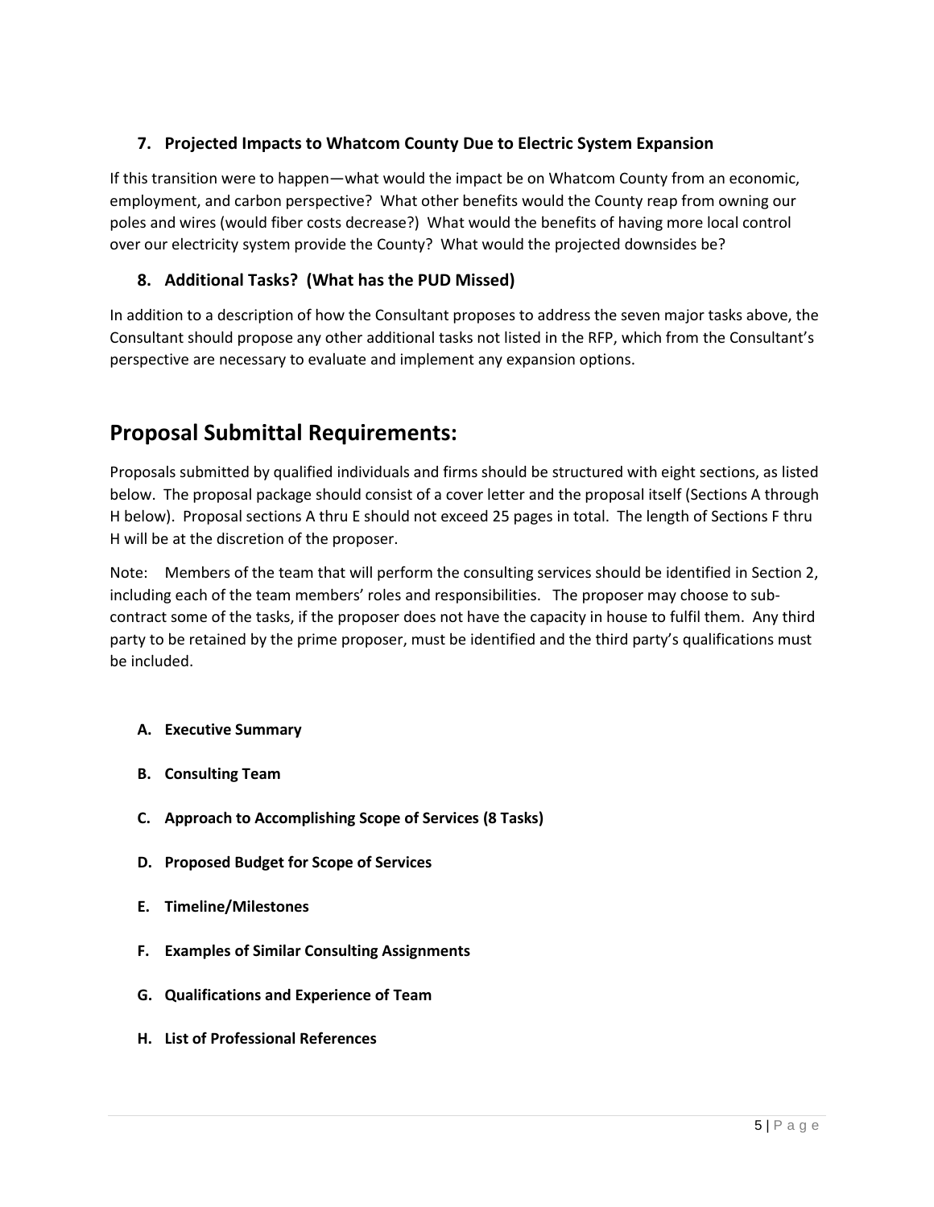### 7. Projected Impacts to Whatcom County Due to Electric System Expansion

If this transition were to happen—what would the impact be on Whatcom County from an economic, employment, and carbon perspective? What other benefits would the County reap from owning our poles and wires (would fiber costs decrease?) What would the benefits of having more local control over our electricity system provide the County? What would the projected downsides be?

### 8. Additional Tasks? (What has the PUD Missed)

In addition to a description of how the Consultant proposes to address the seven major tasks above, the Consultant should propose any other additional tasks not listed in the RFP, which from the Consultant's perspective are necessary to evaluate and implement any expansion options.

## Proposal Submittal Requirements:

Proposals submitted by qualified individuals and firms should be structured with eight sections, as listed below. The proposal package should consist of a cover letter and the proposal itself (Sections A through H below). Proposal sections A thru E should not exceed 25 pages in total. The length of Sections F thru H will be at the discretion of the proposer.

Note: Members of the team that will perform the consulting services should be identified in Section 2, including each of the team members' roles and responsibilities. The proposer may choose to sub-contract some of the tasks, if the proposer does not have the capacity in house to fulfil them. Any third party to be retained by the prime proposer, must be identified and the third party's qualifications must be included.

- **A. Executive Summary**
- **B. Consulting Team**
- **C. Approach to Accomplishing Scope of Services (8 Tasks)**
- **D. Proposed Budget for Scope of Services**
- **E. Timeline/Milestones**
- **F. Examples of Similar Consulting Assignments**
- **G. Qualifications and Experience of Team**
- **H. List of Professional References**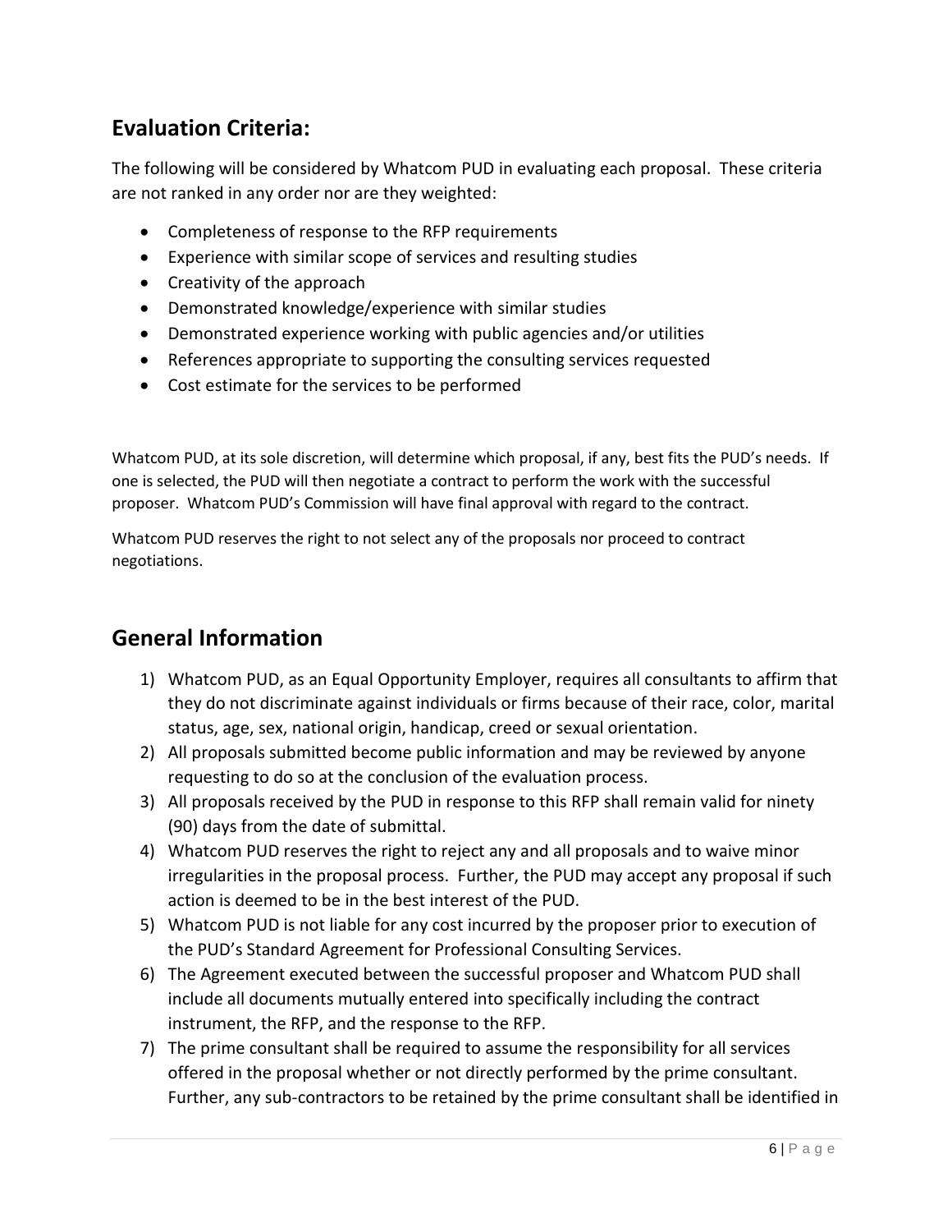## Evaluation Criteria:

The following will be considered by Whatcom PUD in evaluating each proposal. These criteria are not ranked in any order nor are they weighted:

- Completeness of response to the RFP requirements
- Experience with similar scope of services and resulting studies
- Creativity of the approach
- Demonstrated knowledge/experience with similar studies
- Demonstrated experience working with public agencies and/or utilities
- References appropriate to supporting the consulting services requested
- Cost estimate for the services to be performed

Whatcom PUD, at its sole discretion, will determine which proposal, if any, best fits the PUD's needs. If one is selected, the PUD will then negotiate a contract to perform the work with the successful proposer. Whatcom PUD's Commission will have final approval with regard to the contract.

Whatcom PUD reserves the right to not select any of the proposals nor proceed to contract negotiations.

## General Information

1) Whatcom PUD, as an Equal Opportunity Employer, requires all consultants to affirm that they do not discriminate against individuals or firms because of their race, color, marital status, age, sex, national origin, handicap, creed or sexual orientation.
2) All proposals submitted become public information and may be reviewed by anyone requesting to do so at the conclusion of the evaluation process.
3) All proposals received by the PUD in response to this RFP shall remain valid for ninety (90) days from the date of submittal.
4) Whatcom PUD reserves the right to reject any and all proposals and to waive minor irregularities in the proposal process. Further, the PUD may accept any proposal if such action is deemed to be in the best interest of the PUD.
5) Whatcom PUD is not liable for any cost incurred by the proposer prior to execution of the PUD's Standard Agreement for Professional Consulting Services.
6) The Agreement executed between the successful proposer and Whatcom PUD shall include all documents mutually entered into specifically including the contract instrument, the RFP, and the response to the RFP.
7) The prime consultant shall be required to assume the responsibility for all services offered in the proposal whether or not directly performed by the prime consultant. Further, any sub-contractors to be retained by the prime consultant shall be identified in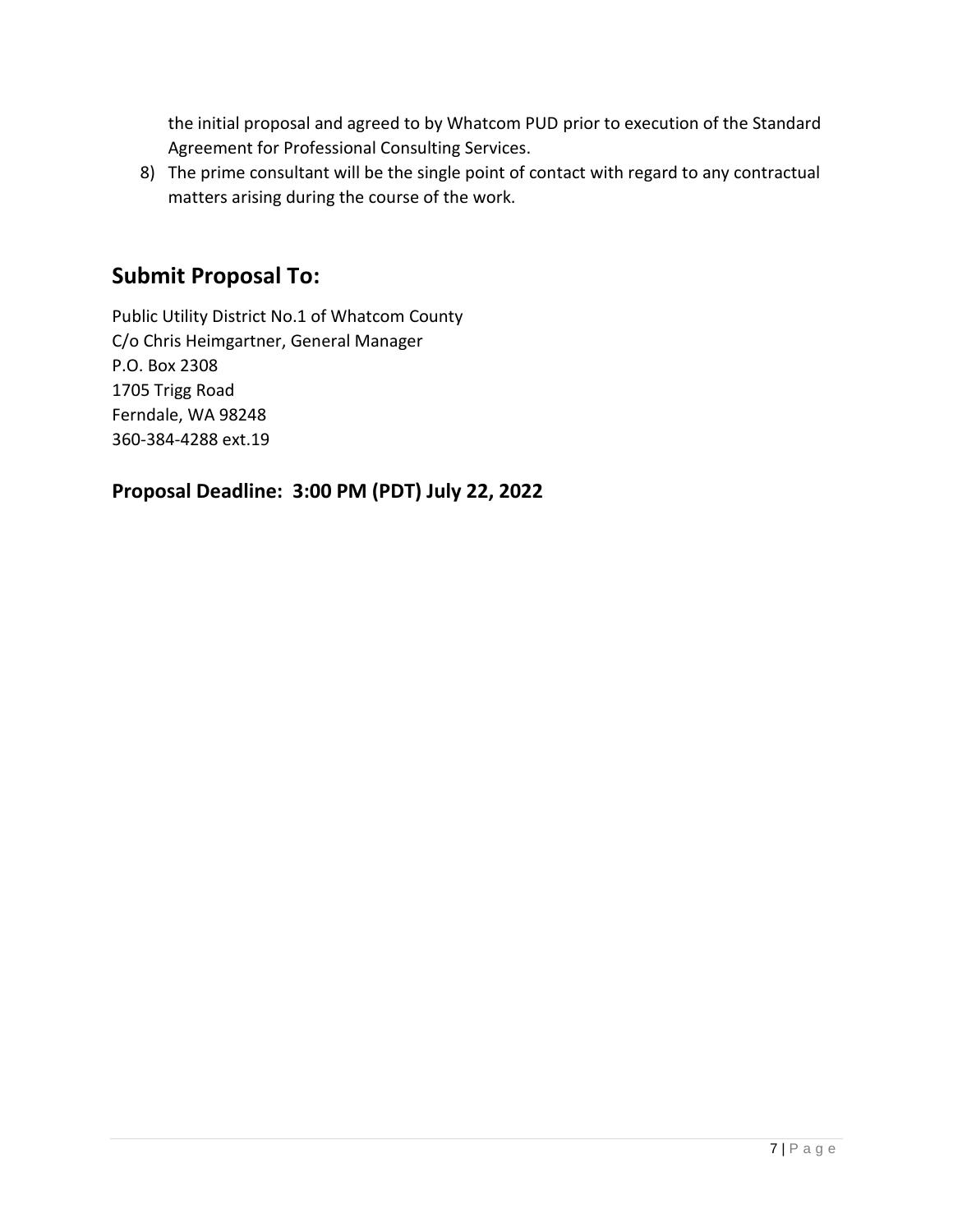the initial proposal and agreed to by Whatcom PUD prior to execution of the Standard Agreement for Professional Consulting Services.

8) The prime consultant will be the single point of contact with regard to any contractual matters arising during the course of the work.

## Submit Proposal To:

Public Utility District No.1 of Whatcom County
C/o Chris Heimgartner, General Manager
P.O. Box 2308
1705 Trigg Road
Ferndale, WA 98248
360-384-4288 ext.19

### Proposal Deadline: 3:00 PM (PDT) July 22, 2022